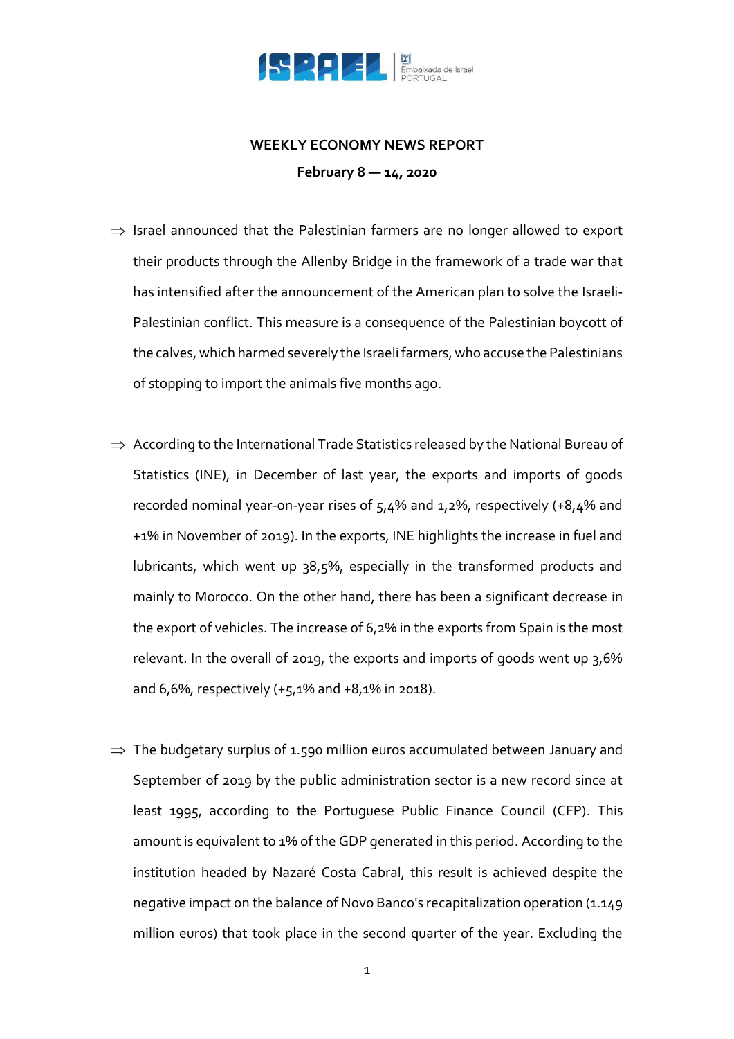**WEEKLY ECONOMY NEWS REPORT**

**February 8 — 14, 2020**

⇒ Israel announced that the Palestinian farmers are no longer allowed to export their products through the Allenby Bridge in the framework of a trade war that has intensified after the announcement of the American plan to solve the Israeli-Palestinian conflict. This measure is a consequence of the Palestinian boycott of the calves, which harmed severely the Israeli farmers, who accuse the Palestinians of stopping to import the animals five months ago.

⇒ According to the International Trade Statistics released by the National Bureau of Statistics (INE), in December of last year, the exports and imports of goods recorded nominal year-on-year rises of 5,4% and 1,2%, respectively (+8,4% and +1% in November of 2019). In the exports, INE highlights the increase in fuel and lubricants, which went up 38,5%, especially in the transformed products and mainly to Morocco. On the other hand, there has been a significant decrease in the export of vehicles. The increase of 6,2% in the exports from Spain is the most relevant. In the overall of 2019, the exports and imports of goods went up 3,6% and 6,6%, respectively (+5,1% and +8,1% in 2018).

⇒ The budgetary surplus of 1.590 million euros accumulated between January and September of 2019 by the public administration sector is a new record since at least 1995, according to the Portuguese Public Finance Council (CFP). This amount is equivalent to 1% of the GDP generated in this period. According to the institution headed by Nazaré Costa Cabral, this result is achieved despite the negative impact on the balance of Novo Banco's recapitalization operation (1.149 million euros) that took place in the second quarter of the year. Excluding the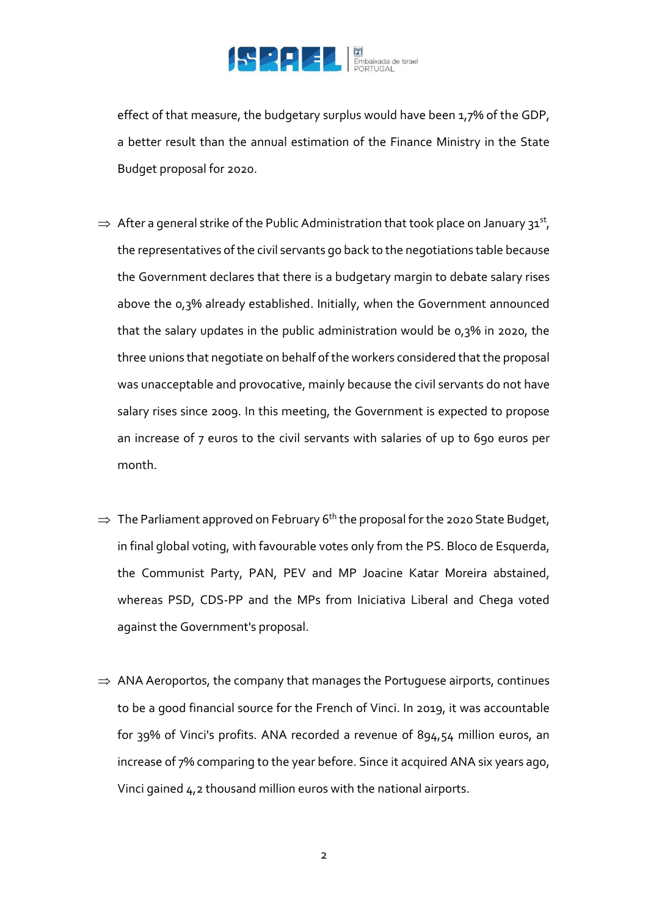effect of that measure, the budgetary surplus would have been 1,7% of the GDP, a better result than the annual estimation of the Finance Ministry in the State Budget proposal for 2020.

⇒ After a general strike of the Public Administration that took place on January 31st, the representatives of the civil servants go back to the negotiations table because the Government declares that there is a budgetary margin to debate salary rises above the 0,3% already established. Initially, when the Government announced that the salary updates in the public administration would be 0,3% in 2020, the three unions that negotiate on behalf of the workers considered that the proposal was unacceptable and provocative, mainly because the civil servants do not have salary rises since 2009. In this meeting, the Government is expected to propose an increase of 7 euros to the civil servants with salaries of up to 690 euros per month.

⇒ The Parliament approved on February 6th the proposal for the 2020 State Budget, in final global voting, with favourable votes only from the PS. Bloco de Esquerda, the Communist Party, PAN, PEV and MP Joacine Katar Moreira abstained, whereas PSD, CDS-PP and the MPs from Iniciativa Liberal and Chega voted against the Government's proposal.

⇒ ANA Aeroportos, the company that manages the Portuguese airports, continues to be a good financial source for the French of Vinci. In 2019, it was accountable for 39% of Vinci's profits. ANA recorded a revenue of 894,54 million euros, an increase of 7% comparing to the year before. Since it acquired ANA six years ago, Vinci gained 4,2 thousand million euros with the national airports.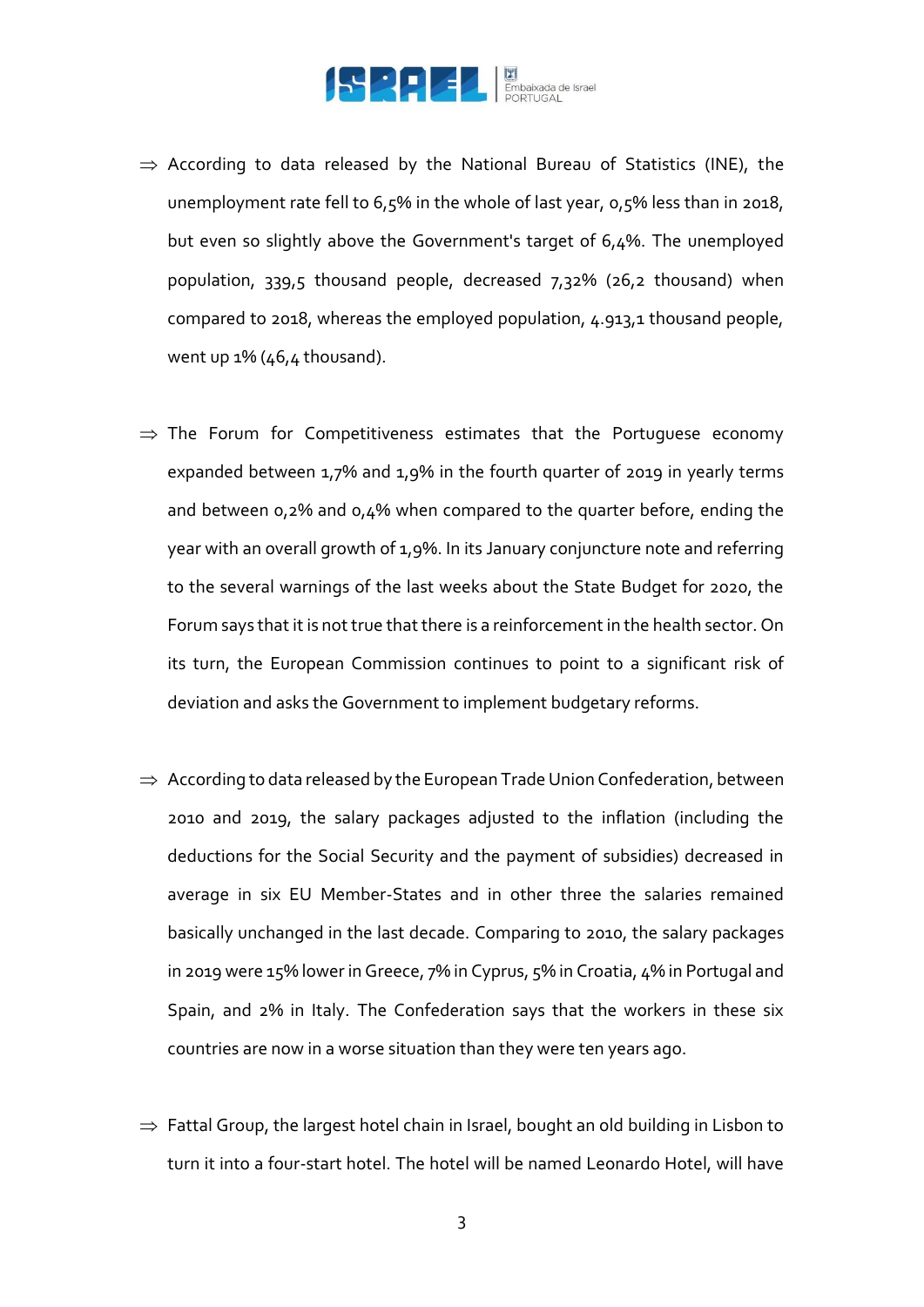⇒ According to data released by the National Bureau of Statistics (INE), the unemployment rate fell to 6,5% in the whole of last year, 0,5% less than in 2018, but even so slightly above the Government's target of 6,4%. The unemployed population, 339,5 thousand people, decreased 7,32% (26,2 thousand) when compared to 2018, whereas the employed population, 4.913,1 thousand people, went up 1% (46,4 thousand).

⇒ The Forum for Competitiveness estimates that the Portuguese economy expanded between 1,7% and 1,9% in the fourth quarter of 2019 in yearly terms and between 0,2% and 0,4% when compared to the quarter before, ending the year with an overall growth of 1,9%. In its January conjuncture note and referring to the several warnings of the last weeks about the State Budget for 2020, the Forum says that it is not true that there is a reinforcement in the health sector. On its turn, the European Commission continues to point to a significant risk of deviation and asks the Government to implement budgetary reforms.

⇒ According to data released by the European Trade Union Confederation, between 2010 and 2019, the salary packages adjusted to the inflation (including the deductions for the Social Security and the payment of subsidies) decreased in average in six EU Member-States and in other three the salaries remained basically unchanged in the last decade. Comparing to 2010, the salary packages in 2019 were 15% lower in Greece, 7% in Cyprus, 5% in Croatia, 4% in Portugal and Spain, and 2% in Italy. The Confederation says that the workers in these six countries are now in a worse situation than they were ten years ago.

⇒ Fattal Group, the largest hotel chain in Israel, bought an old building in Lisbon to turn it into a four-start hotel. The hotel will be named Leonardo Hotel, will have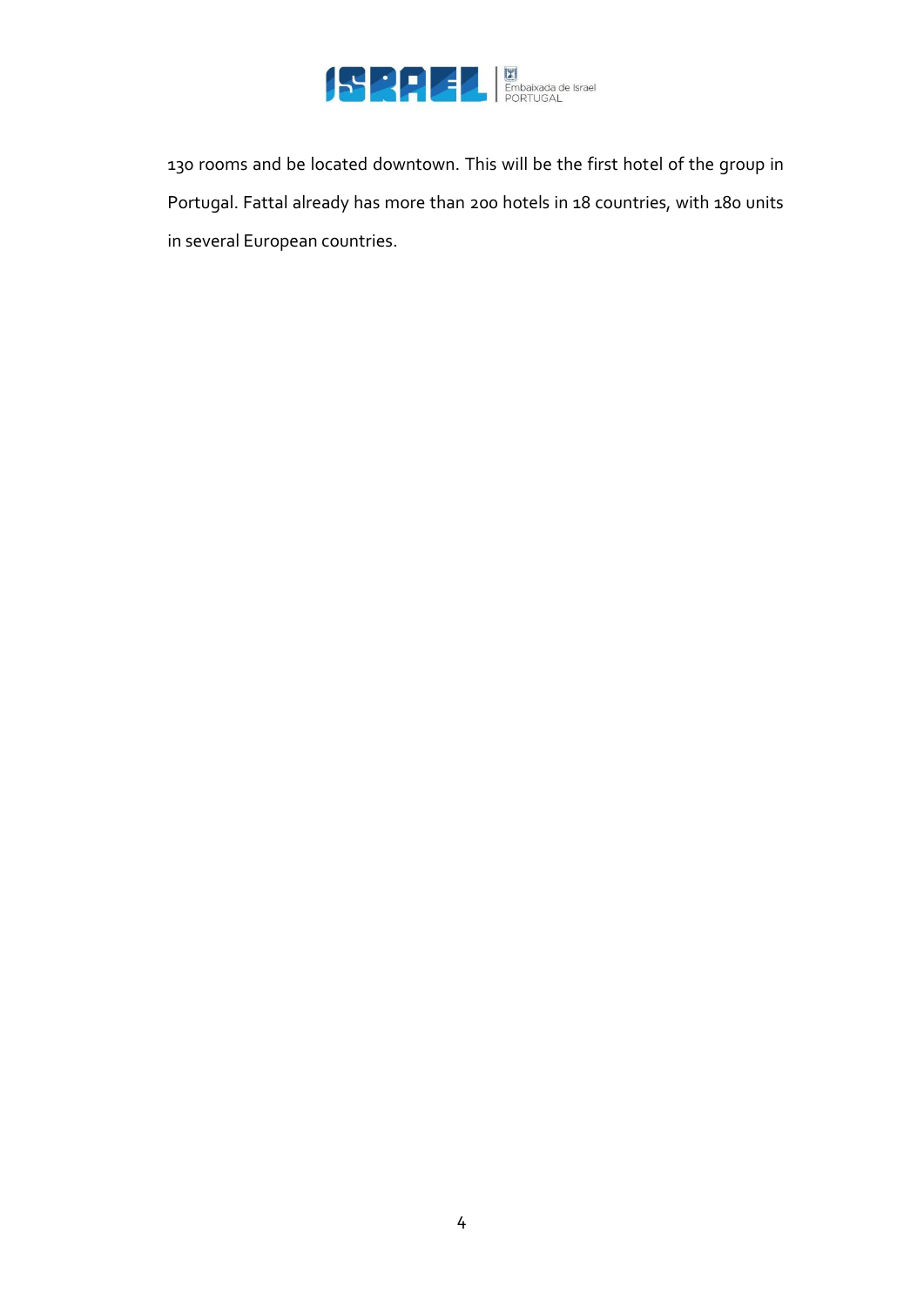130 rooms and be located downtown. This will be the first hotel of the group in Portugal. Fattal already has more than 200 hotels in 18 countries, with 180 units in several European countries.